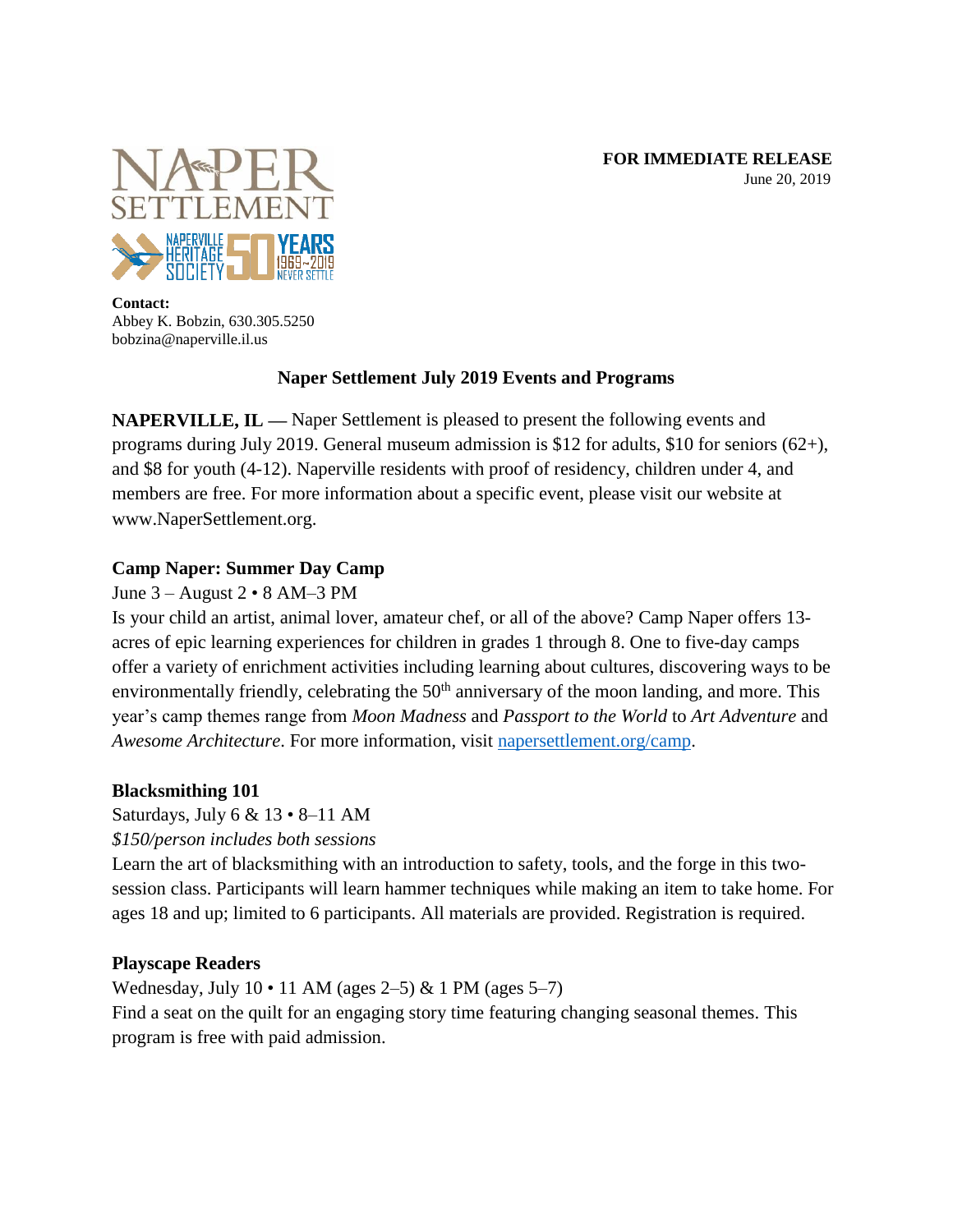**FOR IMMEDIATE RELEASE**
June 20, 2019

**Contact:**
Abbey K. Bobzin, 630.305.5250
bobzina@naperville.il.us

## Naper Settlement July 2019 Events and Programs

**NAPERVILLE, IL —** Naper Settlement is pleased to present the following events and programs during July 2019. General museum admission is $12 for adults, $10 for seniors (62+), and $8 for youth (4-12). Naperville residents with proof of residency, children under 4, and members are free. For more information about a specific event, please visit our website at www.NaperSettlement.org.

### Camp Naper: Summer Day Camp

June 3 – August 2 • 8 AM–3 PM

Is your child an artist, animal lover, amateur chef, or all of the above? Camp Naper offers 13-acres of epic learning experiences for children in grades 1 through 8. One to five-day camps offer a variety of enrichment activities including learning about cultures, discovering ways to be environmentally friendly, celebrating the 50th anniversary of the moon landing, and more. This year's camp themes range from *Moon Madness* and *Passport to the World* to *Art Adventure* and *Awesome Architecture*. For more information, visit napersettlement.org/camp.

### Blacksmithing 101

Saturdays, July 6 & 13 • 8–11 AM

*$150/person includes both sessions*

Learn the art of blacksmithing with an introduction to safety, tools, and the forge in this two-session class. Participants will learn hammer techniques while making an item to take home. For ages 18 and up; limited to 6 participants. All materials are provided. Registration is required.

### Playscape Readers

Wednesday, July 10 • 11 AM (ages 2–5) & 1 PM (ages 5–7)

Find a seat on the quilt for an engaging story time featuring changing seasonal themes. This program is free with paid admission.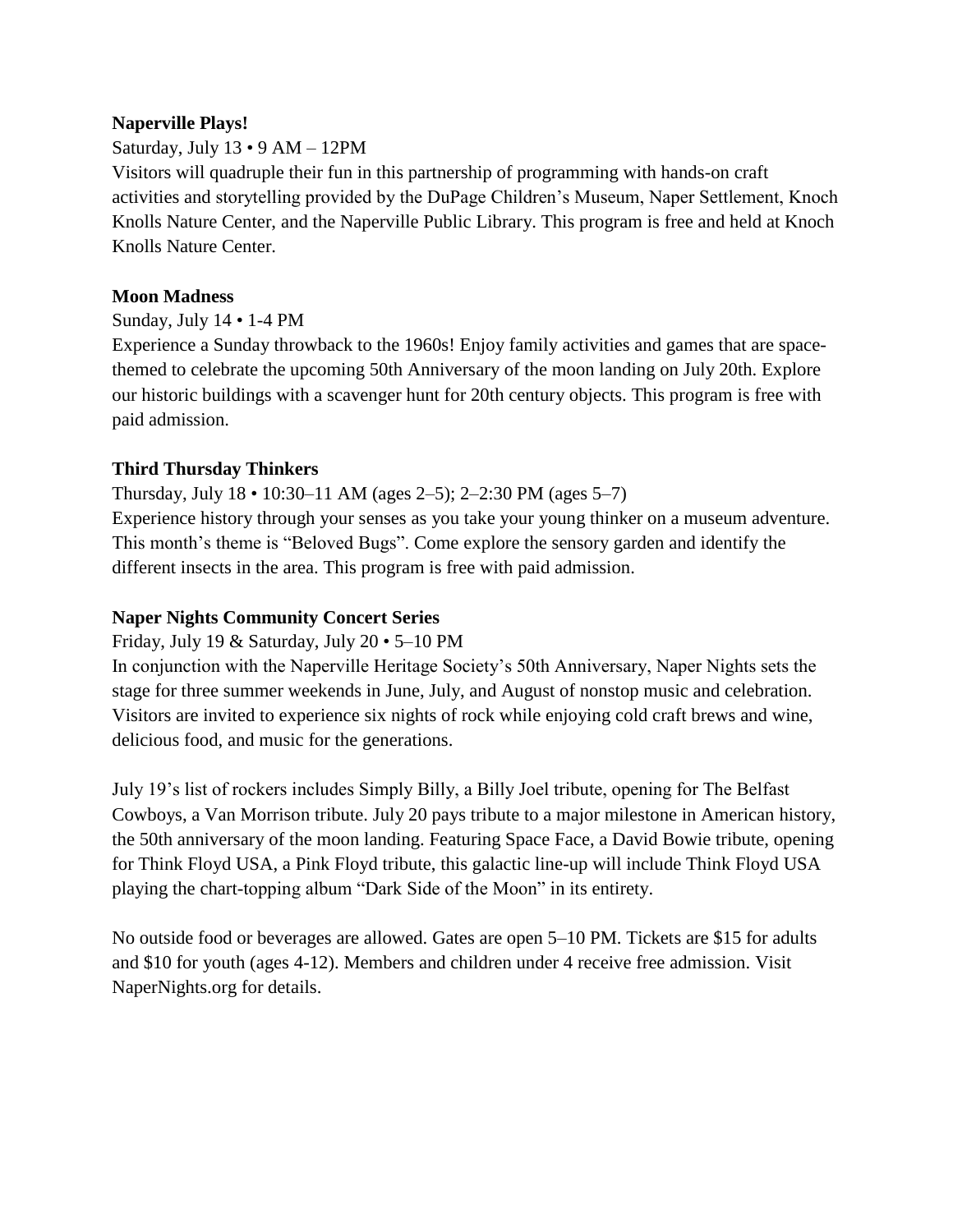**Naperville Plays!**

Saturday, July 13 • 9 AM – 12PM

Visitors will quadruple their fun in this partnership of programming with hands-on craft activities and storytelling provided by the DuPage Children's Museum, Naper Settlement, Knoch Knolls Nature Center, and the Naperville Public Library. This program is free and held at Knoch Knolls Nature Center.

**Moon Madness**

Sunday, July 14 • 1-4 PM

Experience a Sunday throwback to the 1960s! Enjoy family activities and games that are space-themed to celebrate the upcoming 50th Anniversary of the moon landing on July 20th. Explore our historic buildings with a scavenger hunt for 20th century objects. This program is free with paid admission.

**Third Thursday Thinkers**

Thursday, July 18 • 10:30–11 AM (ages 2–5); 2–2:30 PM (ages 5–7)

Experience history through your senses as you take your young thinker on a museum adventure. This month's theme is "Beloved Bugs". Come explore the sensory garden and identify the different insects in the area. This program is free with paid admission.

**Naper Nights Community Concert Series**

Friday, July 19 & Saturday, July 20 • 5–10 PM

In conjunction with the Naperville Heritage Society's 50th Anniversary, Naper Nights sets the stage for three summer weekends in June, July, and August of nonstop music and celebration. Visitors are invited to experience six nights of rock while enjoying cold craft brews and wine, delicious food, and music for the generations.

July 19's list of rockers includes Simply Billy, a Billy Joel tribute, opening for The Belfast Cowboys, a Van Morrison tribute. July 20 pays tribute to a major milestone in American history, the 50th anniversary of the moon landing. Featuring Space Face, a David Bowie tribute, opening for Think Floyd USA, a Pink Floyd tribute, this galactic line-up will include Think Floyd USA playing the chart-topping album "Dark Side of the Moon" in its entirety.

No outside food or beverages are allowed. Gates are open 5–10 PM. Tickets are $15 for adults and $10 for youth (ages 4-12). Members and children under 4 receive free admission. Visit NaperNights.org for details.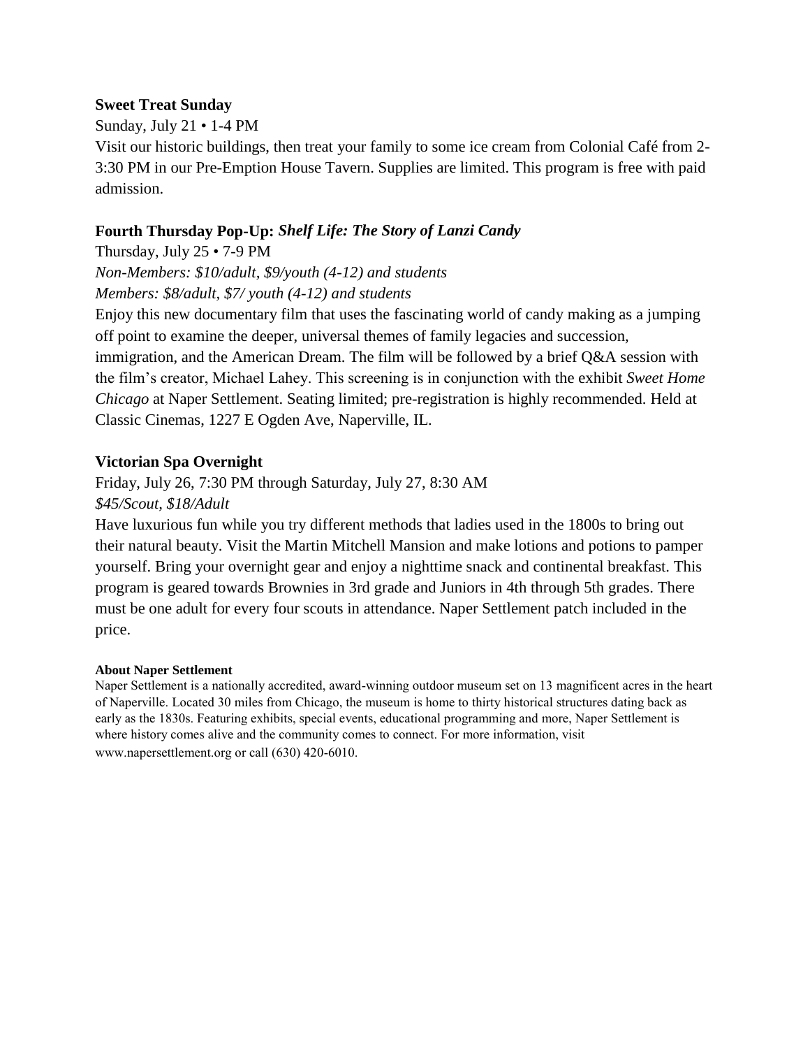**Sweet Treat Sunday**

Sunday, July 21 • 1-4 PM

Visit our historic buildings, then treat your family to some ice cream from Colonial Café from 2-3:30 PM in our Pre-Emption House Tavern. Supplies are limited. This program is free with paid admission.

**Fourth Thursday Pop-Up:** ***Shelf Life: The Story of Lanzi Candy***

Thursday, July 25 • 7-9 PM

*Non-Members: $10/adult, $9/youth (4-12) and students*

*Members: $8/adult, $7/ youth (4-12) and students*

Enjoy this new documentary film that uses the fascinating world of candy making as a jumping off point to examine the deeper, universal themes of family legacies and succession, immigration, and the American Dream. The film will be followed by a brief Q&A session with the film's creator, Michael Lahey. This screening is in conjunction with the exhibit *Sweet Home Chicago* at Naper Settlement. Seating limited; pre-registration is highly recommended. Held at Classic Cinemas, 1227 E Ogden Ave, Naperville, IL.

**Victorian Spa Overnight**

Friday, July 26, 7:30 PM through Saturday, July 27, 8:30 AM

*$45/Scout, $18/Adult*

Have luxurious fun while you try different methods that ladies used in the 1800s to bring out their natural beauty. Visit the Martin Mitchell Mansion and make lotions and potions to pamper yourself. Bring your overnight gear and enjoy a nighttime snack and continental breakfast. This program is geared towards Brownies in 3rd grade and Juniors in 4th through 5th grades. There must be one adult for every four scouts in attendance. Naper Settlement patch included in the price.

**About Naper Settlement**

Naper Settlement is a nationally accredited, award-winning outdoor museum set on 13 magnificent acres in the heart of Naperville. Located 30 miles from Chicago, the museum is home to thirty historical structures dating back as early as the 1830s. Featuring exhibits, special events, educational programming and more, Naper Settlement is where history comes alive and the community comes to connect. For more information, visit www.napersettlement.org or call (630) 420-6010.